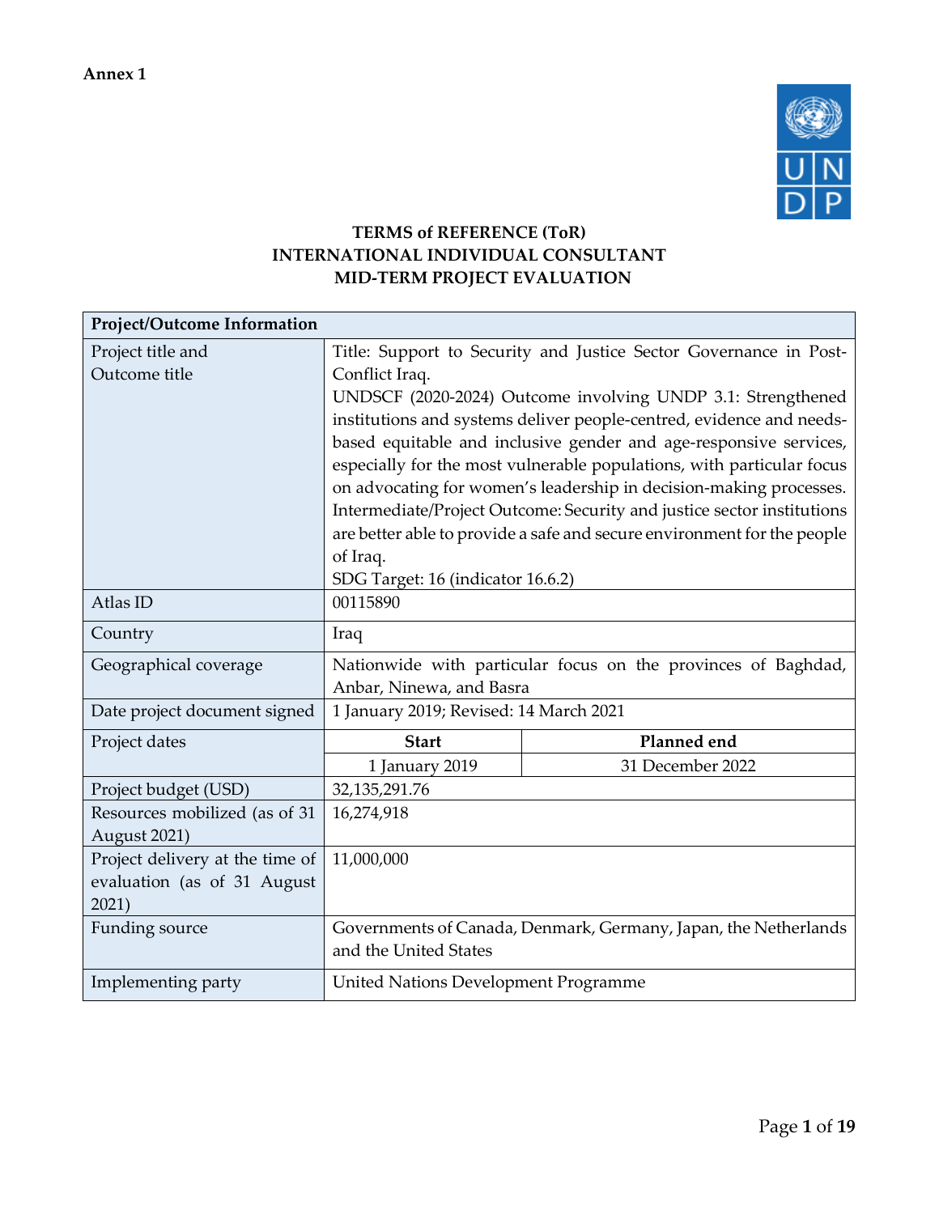**Annex 1**

**TERMS of REFERENCE (ToR)**
**INTERNATIONAL INDIVIDUAL CONSULTANT**
**MID-TERM PROJECT EVALUATION**

| **Project/Outcome Information** | | |
|---|---|---|
| Project title and Outcome title | Title: Support to Security and Justice Sector Governance in Post-Conflict Iraq.<br>UNDSCF (2020-2024) Outcome involving UNDP 3.1: Strengthened institutions and systems deliver people-centred, evidence and needs-based equitable and inclusive gender and age-responsive services, especially for the most vulnerable populations, with particular focus on advocating for women's leadership in decision-making processes.<br>Intermediate/Project Outcome: Security and justice sector institutions are better able to provide a safe and secure environment for the people of Iraq.<br>SDG Target: 16 (indicator 16.6.2) | |
| Atlas ID | 00115890 | |
| Country | Iraq | |
| Geographical coverage | Nationwide with particular focus on the provinces of Baghdad, Anbar, Ninewa, and Basra | |
| Date project document signed | 1 January 2019; Revised: 14 March 2021 | |
| Project dates | **Start** | **Planned end** |
| | 1 January 2019 | 31 December 2022 |
| Project budget (USD) | 32,135,291.76 | |
| Resources mobilized (as of 31 August 2021) | 16,274,918 | |
| Project delivery at the time of evaluation (as of 31 August 2021) | 11,000,000 | |
| Funding source | Governments of Canada, Denmark, Germany, Japan, the Netherlands and the United States | |
| Implementing party | United Nations Development Programme | |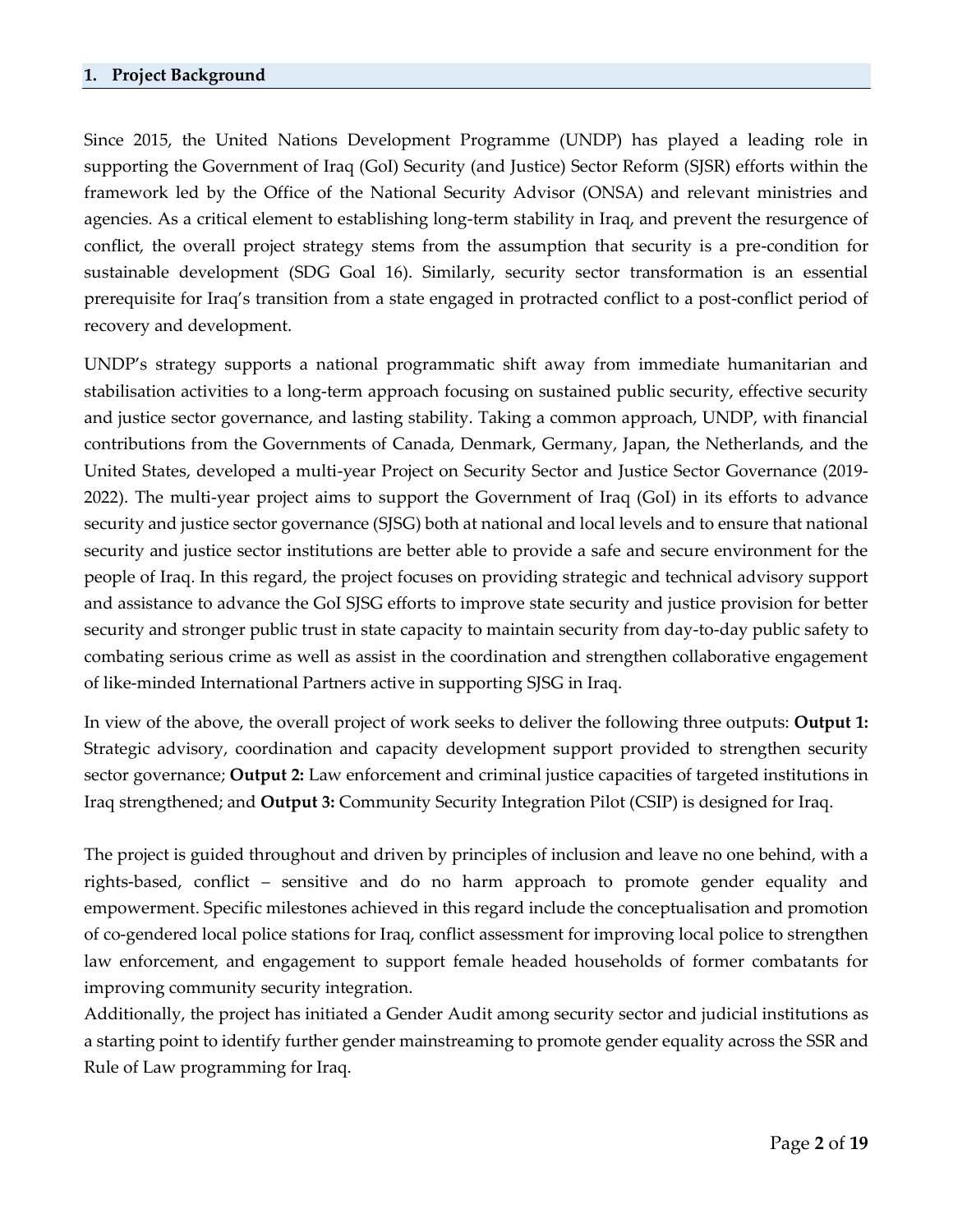## 1. Project Background

Since 2015, the United Nations Development Programme (UNDP) has played a leading role in supporting the Government of Iraq (GoI) Security (and Justice) Sector Reform (SJSR) efforts within the framework led by the Office of the National Security Advisor (ONSA) and relevant ministries and agencies. As a critical element to establishing long-term stability in Iraq, and prevent the resurgence of conflict, the overall project strategy stems from the assumption that security is a pre-condition for sustainable development (SDG Goal 16). Similarly, security sector transformation is an essential prerequisite for Iraq's transition from a state engaged in protracted conflict to a post-conflict period of recovery and development.

UNDP's strategy supports a national programmatic shift away from immediate humanitarian and stabilisation activities to a long-term approach focusing on sustained public security, effective security and justice sector governance, and lasting stability. Taking a common approach, UNDP, with financial contributions from the Governments of Canada, Denmark, Germany, Japan, the Netherlands, and the United States, developed a multi-year Project on Security Sector and Justice Sector Governance (2019-2022). The multi-year project aims to support the Government of Iraq (GoI) in its efforts to advance security and justice sector governance (SJSG) both at national and local levels and to ensure that national security and justice sector institutions are better able to provide a safe and secure environment for the people of Iraq. In this regard, the project focuses on providing strategic and technical advisory support and assistance to advance the GoI SJSG efforts to improve state security and justice provision for better security and stronger public trust in state capacity to maintain security from day-to-day public safety to combating serious crime as well as assist in the coordination and strengthen collaborative engagement of like-minded International Partners active in supporting SJSG in Iraq.

In view of the above, the overall project of work seeks to deliver the following three outputs: **Output 1:** Strategic advisory, coordination and capacity development support provided to strengthen security sector governance; **Output 2:** Law enforcement and criminal justice capacities of targeted institutions in Iraq strengthened; and **Output 3:** Community Security Integration Pilot (CSIP) is designed for Iraq.

The project is guided throughout and driven by principles of inclusion and leave no one behind, with a rights-based, conflict – sensitive and do no harm approach to promote gender equality and empowerment. Specific milestones achieved in this regard include the conceptualisation and promotion of co-gendered local police stations for Iraq, conflict assessment for improving local police to strengthen law enforcement, and engagement to support female headed households of former combatants for improving community security integration.

Additionally, the project has initiated a Gender Audit among security sector and judicial institutions as a starting point to identify further gender mainstreaming to promote gender equality across the SSR and Rule of Law programming for Iraq.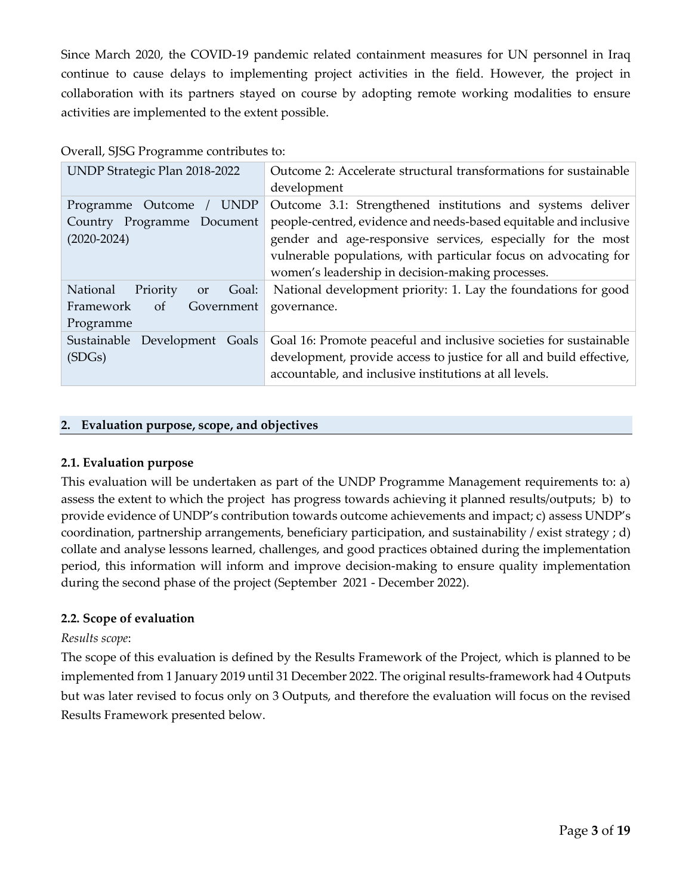Since March 2020, the COVID-19 pandemic related containment measures for UN personnel in Iraq continue to cause delays to implementing project activities in the field. However, the project in collaboration with its partners stayed on course by adopting remote working modalities to ensure activities are implemented to the extent possible.

Overall, SJSG Programme contributes to:

| | |
|---|---|
| UNDP Strategic Plan 2018-2022 | Outcome 2: Accelerate structural transformations for sustainable development |
| Programme Outcome / UNDP Country Programme Document (2020-2024) | Outcome 3.1: Strengthened institutions and systems deliver people-centred, evidence and needs-based equitable and inclusive gender and age-responsive services, especially for the most vulnerable populations, with particular focus on advocating for women's leadership in decision-making processes. |
| National Priority or Goal: Framework of Government Programme | National development priority: 1. Lay the foundations for good governance. |
| Sustainable Development Goals (SDGs) | Goal 16: Promote peaceful and inclusive societies for sustainable development, provide access to justice for all and build effective, accountable, and inclusive institutions at all levels. |

## 2. Evaluation purpose, scope, and objectives

### 2.1. Evaluation purpose

This evaluation will be undertaken as part of the UNDP Programme Management requirements to: a) assess the extent to which the project has progress towards achieving it planned results/outputs; b) to provide evidence of UNDP's contribution towards outcome achievements and impact; c) assess UNDP's coordination, partnership arrangements, beneficiary participation, and sustainability / exist strategy ; d) collate and analyse lessons learned, challenges, and good practices obtained during the implementation period, this information will inform and improve decision-making to ensure quality implementation during the second phase of the project (September 2021 - December 2022).

### 2.2. Scope of evaluation

*Results scope*:

The scope of this evaluation is defined by the Results Framework of the Project, which is planned to be implemented from 1 January 2019 until 31 December 2022. The original results-framework had 4 Outputs but was later revised to focus only on 3 Outputs, and therefore the evaluation will focus on the revised Results Framework presented below.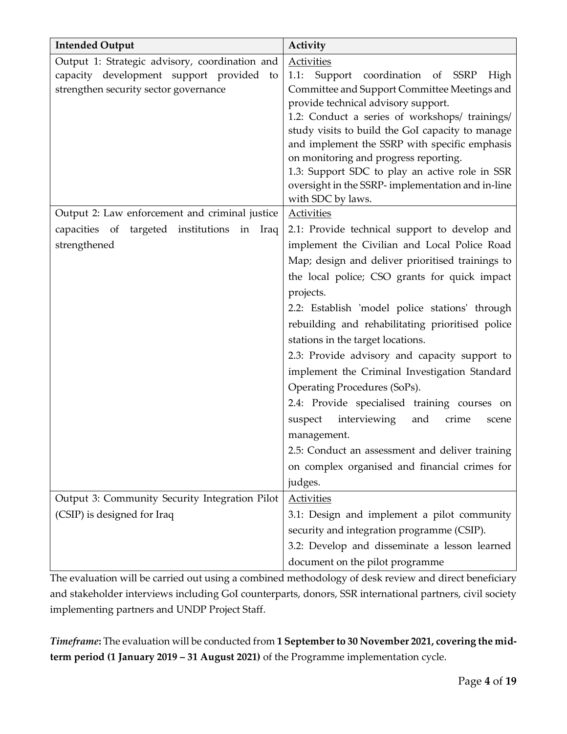| Intended Output | Activity |
|---|---|
| Output 1: Strategic advisory, coordination and capacity development support provided to strengthen security sector governance | Activities<br>1.1: Support coordination of SSRP High Committee and Support Committee Meetings and provide technical advisory support.<br>1.2: Conduct a series of workshops/ trainings/ study visits to build the GoI capacity to manage and implement the SSRP with specific emphasis on monitoring and progress reporting.<br>1.3: Support SDC to play an active role in SSR oversight in the SSRP- implementation and in-line with SDC by laws. |
| Output 2: Law enforcement and criminal justice capacities of targeted institutions in Iraq strengthened | Activities<br>2.1: Provide technical support to develop and implement the Civilian and Local Police Road Map; design and deliver prioritised trainings to the local police; CSO grants for quick impact projects.<br>2.2: Establish 'model police stations' through rebuilding and rehabilitating prioritised police stations in the target locations.<br>2.3: Provide advisory and capacity support to implement the Criminal Investigation Standard Operating Procedures (SoPs).<br>2.4: Provide specialised training courses on suspect interviewing and crime scene management.<br>2.5: Conduct an assessment and deliver training on complex organised and financial crimes for judges. |
| Output 3: Community Security Integration Pilot (CSIP) is designed for Iraq | Activities<br>3.1: Design and implement a pilot community security and integration programme (CSIP).<br>3.2: Develop and disseminate a lesson learned document on the pilot programme |

The evaluation will be carried out using a combined methodology of desk review and direct beneficiary and stakeholder interviews including GoI counterparts, donors, SSR international partners, civil society implementing partners and UNDP Project Staff.

***Timeframe*:** The evaluation will be conducted from **1 September to 30 November 2021, covering the mid-term period (1 January 2019 – 31 August 2021)** of the Programme implementation cycle.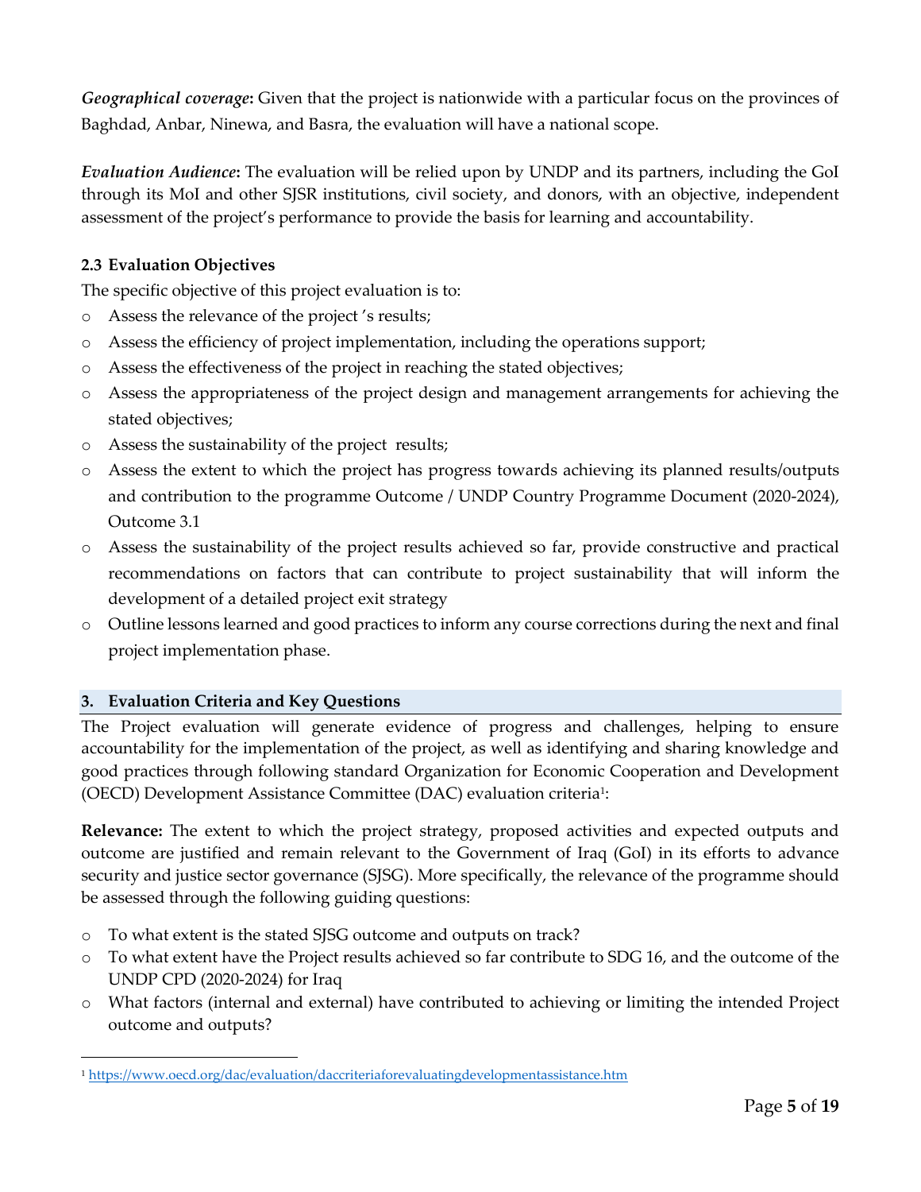***Geographical coverage*:** Given that the project is nationwide with a particular focus on the provinces of Baghdad, Anbar, Ninewa, and Basra, the evaluation will have a national scope.

***Evaluation Audience*:** The evaluation will be relied upon by UNDP and its partners, including the GoI through its MoI and other SJSR institutions, civil society, and donors, with an objective, independent assessment of the project's performance to provide the basis for learning and accountability.

### 2.3 Evaluation Objectives

The specific objective of this project evaluation is to:

- Assess the relevance of the project 's results;
- Assess the efficiency of project implementation, including the operations support;
- Assess the effectiveness of the project in reaching the stated objectives;
- Assess the appropriateness of the project design and management arrangements for achieving the stated objectives;
- Assess the sustainability of the project results;
- Assess the extent to which the project has progress towards achieving its planned results/outputs and contribution to the programme Outcome / UNDP Country Programme Document (2020-2024), Outcome 3.1
- Assess the sustainability of the project results achieved so far, provide constructive and practical recommendations on factors that can contribute to project sustainability that will inform the development of a detailed project exit strategy
- Outline lessons learned and good practices to inform any course corrections during the next and final project implementation phase.

## 3. Evaluation Criteria and Key Questions

The Project evaluation will generate evidence of progress and challenges, helping to ensure accountability for the implementation of the project, as well as identifying and sharing knowledge and good practices through following standard Organization for Economic Cooperation and Development (OECD) Development Assistance Committee (DAC) evaluation criteria[1]:

**Relevance:** The extent to which the project strategy, proposed activities and expected outputs and outcome are justified and remain relevant to the Government of Iraq (GoI) in its efforts to advance security and justice sector governance (SJSG). More specifically, the relevance of the programme should be assessed through the following guiding questions:

- To what extent is the stated SJSG outcome and outputs on track?
- To what extent have the Project results achieved so far contribute to SDG 16, and the outcome of the UNDP CPD (2020-2024) for Iraq
- What factors (internal and external) have contributed to achieving or limiting the intended Project outcome and outputs?

---

[1] https://www.oecd.org/dac/evaluation/daccriteriaforevaluatingdevelopmentassistance.htm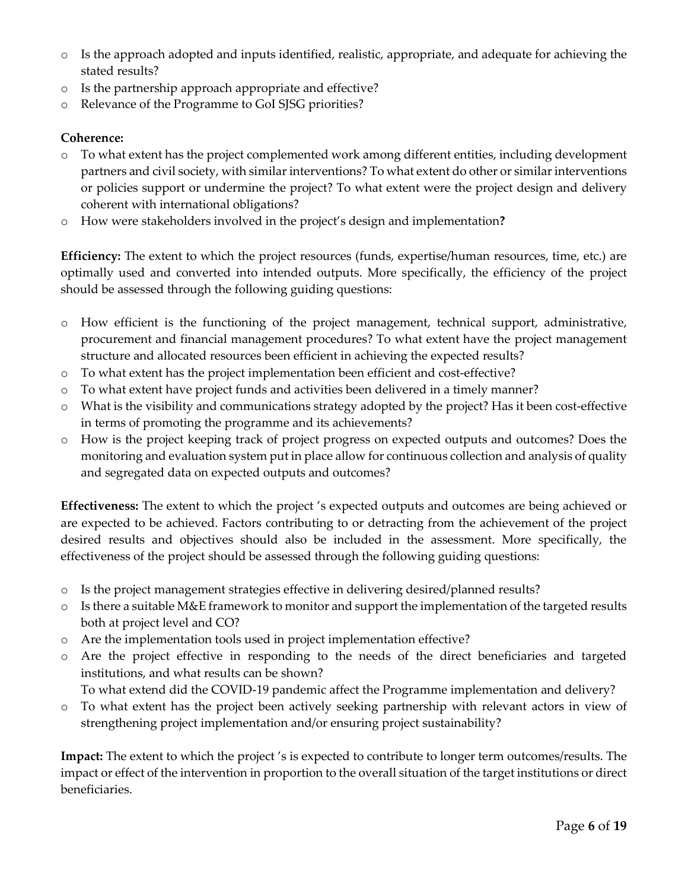- Is the approach adopted and inputs identified, realistic, appropriate, and adequate for achieving the stated results?
- Is the partnership approach appropriate and effective?
- Relevance of the Programme to GoI SJSG priorities?

**Coherence:**

- To what extent has the project complemented work among different entities, including development partners and civil society, with similar interventions? To what extent do other or similar interventions or policies support or undermine the project? To what extent were the project design and delivery coherent with international obligations?
- How were stakeholders involved in the project's design and implementation**?**

**Efficiency:** The extent to which the project resources (funds, expertise/human resources, time, etc.) are optimally used and converted into intended outputs. More specifically, the efficiency of the project should be assessed through the following guiding questions:

- How efficient is the functioning of the project management, technical support, administrative, procurement and financial management procedures? To what extent have the project management structure and allocated resources been efficient in achieving the expected results?
- To what extent has the project implementation been efficient and cost-effective?
- To what extent have project funds and activities been delivered in a timely manner?
- What is the visibility and communications strategy adopted by the project? Has it been cost-effective in terms of promoting the programme and its achievements?
- How is the project keeping track of project progress on expected outputs and outcomes? Does the monitoring and evaluation system put in place allow for continuous collection and analysis of quality and segregated data on expected outputs and outcomes?

**Effectiveness:** The extent to which the project 's expected outputs and outcomes are being achieved or are expected to be achieved. Factors contributing to or detracting from the achievement of the project desired results and objectives should also be included in the assessment. More specifically, the effectiveness of the project should be assessed through the following guiding questions:

- Is the project management strategies effective in delivering desired/planned results?
- Is there a suitable M&E framework to monitor and support the implementation of the targeted results both at project level and CO?
- Are the implementation tools used in project implementation effective?
- Are the project effective in responding to the needs of the direct beneficiaries and targeted institutions, and what results can be shown?
  To what extend did the COVID-19 pandemic affect the Programme implementation and delivery?
- To what extent has the project been actively seeking partnership with relevant actors in view of strengthening project implementation and/or ensuring project sustainability?

**Impact:** The extent to which the project 's is expected to contribute to longer term outcomes/results. The impact or effect of the intervention in proportion to the overall situation of the target institutions or direct beneficiaries.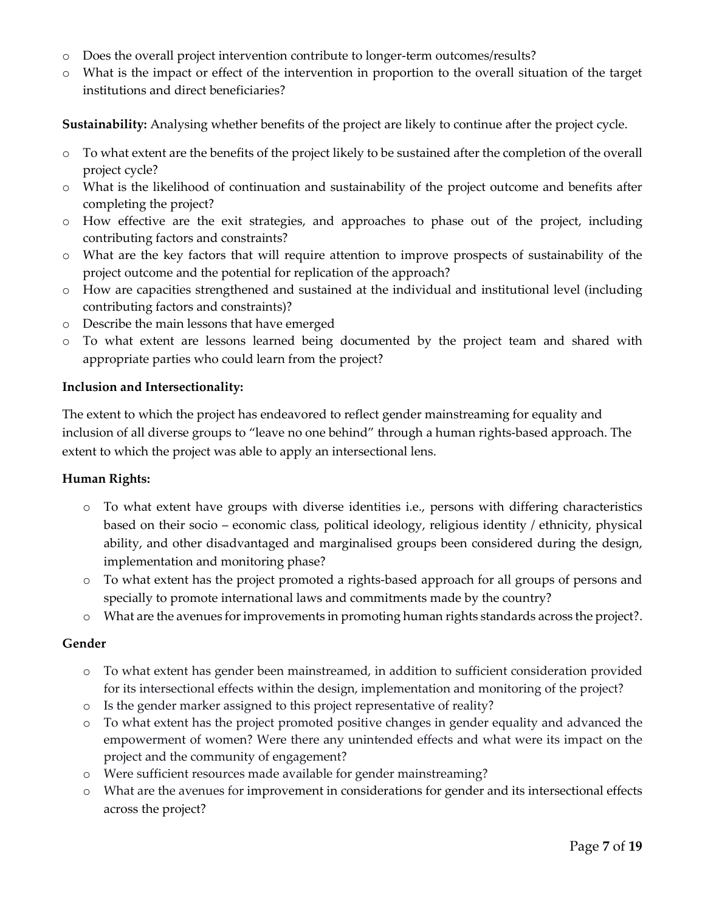- Does the overall project intervention contribute to longer-term outcomes/results?
- What is the impact or effect of the intervention in proportion to the overall situation of the target institutions and direct beneficiaries?

**Sustainability:** Analysing whether benefits of the project are likely to continue after the project cycle.

- To what extent are the benefits of the project likely to be sustained after the completion of the overall project cycle?
- What is the likelihood of continuation and sustainability of the project outcome and benefits after completing the project?
- How effective are the exit strategies, and approaches to phase out of the project, including contributing factors and constraints?
- What are the key factors that will require attention to improve prospects of sustainability of the project outcome and the potential for replication of the approach?
- How are capacities strengthened and sustained at the individual and institutional level (including contributing factors and constraints)?
- Describe the main lessons that have emerged
- To what extent are lessons learned being documented by the project team and shared with appropriate parties who could learn from the project?

**Inclusion and Intersectionality:**

The extent to which the project has endeavored to reflect gender mainstreaming for equality and inclusion of all diverse groups to "leave no one behind" through a human rights-based approach. The extent to which the project was able to apply an intersectional lens.

**Human Rights:**

- To what extent have groups with diverse identities i.e., persons with differing characteristics based on their socio – economic class, political ideology, religious identity / ethnicity, physical ability, and other disadvantaged and marginalised groups been considered during the design, implementation and monitoring phase?
- To what extent has the project promoted a rights-based approach for all groups of persons and specially to promote international laws and commitments made by the country?
- What are the avenues for improvements in promoting human rights standards across the project?.

**Gender**

- To what extent has gender been mainstreamed, in addition to sufficient consideration provided for its intersectional effects within the design, implementation and monitoring of the project?
- Is the gender marker assigned to this project representative of reality?
- To what extent has the project promoted positive changes in gender equality and advanced the empowerment of women? Were there any unintended effects and what were its impact on the project and the community of engagement?
- Were sufficient resources made available for gender mainstreaming?
- What are the avenues for improvement in considerations for gender and its intersectional effects across the project?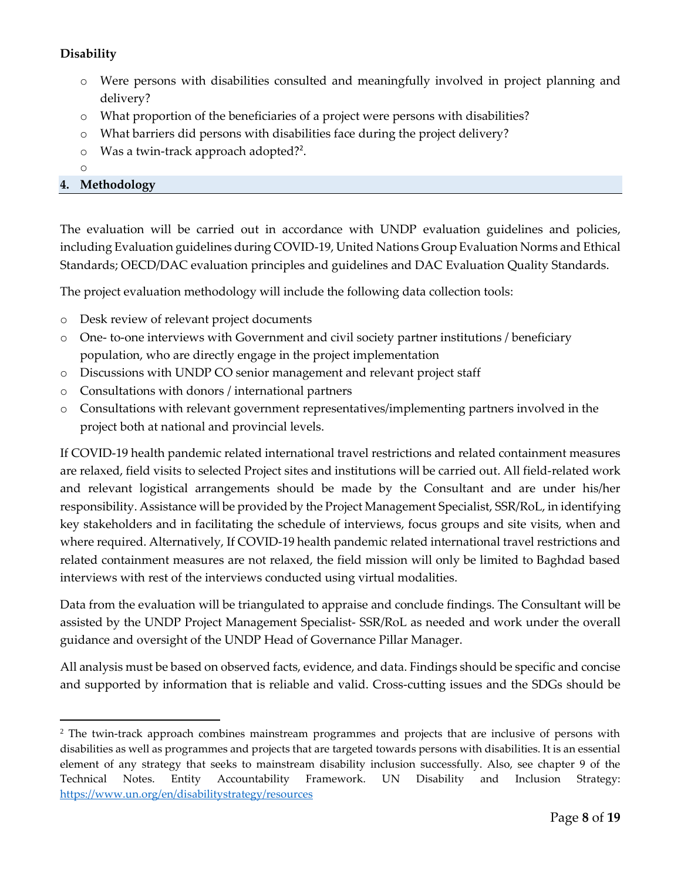**Disability**

- Were persons with disabilities consulted and meaningfully involved in project planning and delivery?
- What proportion of the beneficiaries of a project were persons with disabilities?
- What barriers did persons with disabilities face during the project delivery?
- Was a twin-track approach adopted?[2].

## 4. Methodology

The evaluation will be carried out in accordance with UNDP evaluation guidelines and policies, including Evaluation guidelines during COVID-19, United Nations Group Evaluation Norms and Ethical Standards; OECD/DAC evaluation principles and guidelines and DAC Evaluation Quality Standards.

The project evaluation methodology will include the following data collection tools:

- Desk review of relevant project documents
- One- to-one interviews with Government and civil society partner institutions / beneficiary population, who are directly engage in the project implementation
- Discussions with UNDP CO senior management and relevant project staff
- Consultations with donors / international partners
- Consultations with relevant government representatives/implementing partners involved in the project both at national and provincial levels.

If COVID-19 health pandemic related international travel restrictions and related containment measures are relaxed, field visits to selected Project sites and institutions will be carried out. All field-related work and relevant logistical arrangements should be made by the Consultant and are under his/her responsibility. Assistance will be provided by the Project Management Specialist, SSR/RoL, in identifying key stakeholders and in facilitating the schedule of interviews, focus groups and site visits, when and where required. Alternatively, If COVID-19 health pandemic related international travel restrictions and related containment measures are not relaxed, the field mission will only be limited to Baghdad based interviews with rest of the interviews conducted using virtual modalities.

Data from the evaluation will be triangulated to appraise and conclude findings. The Consultant will be assisted by the UNDP Project Management Specialist- SSR/RoL as needed and work under the overall guidance and oversight of the UNDP Head of Governance Pillar Manager.

All analysis must be based on observed facts, evidence, and data. Findings should be specific and concise and supported by information that is reliable and valid. Cross-cutting issues and the SDGs should be

---

[2] The twin-track approach combines mainstream programmes and projects that are inclusive of persons with disabilities as well as programmes and projects that are targeted towards persons with disabilities. It is an essential element of any strategy that seeks to mainstream disability inclusion successfully. Also, see chapter 9 of the Technical Notes. Entity Accountability Framework. UN Disability and Inclusion Strategy: https://www.un.org/en/disabilitystrategy/resources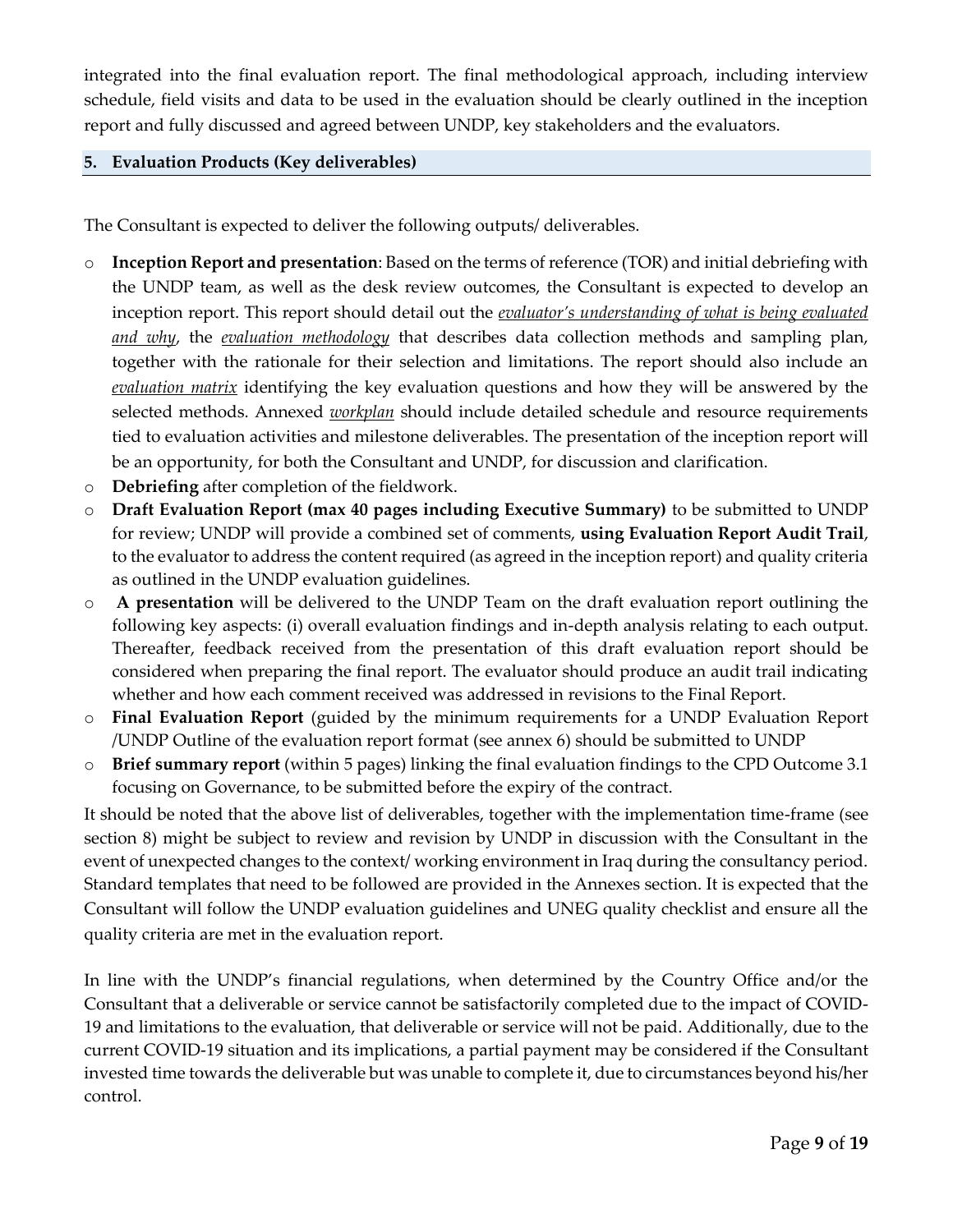integrated into the final evaluation report. The final methodological approach, including interview schedule, field visits and data to be used in the evaluation should be clearly outlined in the inception report and fully discussed and agreed between UNDP, key stakeholders and the evaluators.

## 5. Evaluation Products (Key deliverables)

The Consultant is expected to deliver the following outputs/ deliverables.

- **Inception Report and presentation**: Based on the terms of reference (TOR) and initial debriefing with the UNDP team, as well as the desk review outcomes, the Consultant is expected to develop an inception report. This report should detail out the *evaluator's understanding of what is being evaluated and why*, the *evaluation methodology* that describes data collection methods and sampling plan, together with the rationale for their selection and limitations. The report should also include an *evaluation matrix* identifying the key evaluation questions and how they will be answered by the selected methods. Annexed *workplan* should include detailed schedule and resource requirements tied to evaluation activities and milestone deliverables. The presentation of the inception report will be an opportunity, for both the Consultant and UNDP, for discussion and clarification.
- **Debriefing** after completion of the fieldwork.
- **Draft Evaluation Report (max 40 pages including Executive Summary)** to be submitted to UNDP for review; UNDP will provide a combined set of comments, **using Evaluation Report Audit Trail**, to the evaluator to address the content required (as agreed in the inception report) and quality criteria as outlined in the UNDP evaluation guidelines.
- **A presentation** will be delivered to the UNDP Team on the draft evaluation report outlining the following key aspects: (i) overall evaluation findings and in-depth analysis relating to each output. Thereafter, feedback received from the presentation of this draft evaluation report should be considered when preparing the final report. The evaluator should produce an audit trail indicating whether and how each comment received was addressed in revisions to the Final Report.
- **Final Evaluation Report** (guided by the minimum requirements for a UNDP Evaluation Report /UNDP Outline of the evaluation report format (see annex 6) should be submitted to UNDP
- **Brief summary report** (within 5 pages) linking the final evaluation findings to the CPD Outcome 3.1 focusing on Governance, to be submitted before the expiry of the contract.

It should be noted that the above list of deliverables, together with the implementation time-frame (see section 8) might be subject to review and revision by UNDP in discussion with the Consultant in the event of unexpected changes to the context/ working environment in Iraq during the consultancy period. Standard templates that need to be followed are provided in the Annexes section. It is expected that the Consultant will follow the UNDP evaluation guidelines and UNEG quality checklist and ensure all the quality criteria are met in the evaluation report.

In line with the UNDP's financial regulations, when determined by the Country Office and/or the Consultant that a deliverable or service cannot be satisfactorily completed due to the impact of COVID-19 and limitations to the evaluation, that deliverable or service will not be paid. Additionally, due to the current COVID-19 situation and its implications, a partial payment may be considered if the Consultant invested time towards the deliverable but was unable to complete it, due to circumstances beyond his/her control.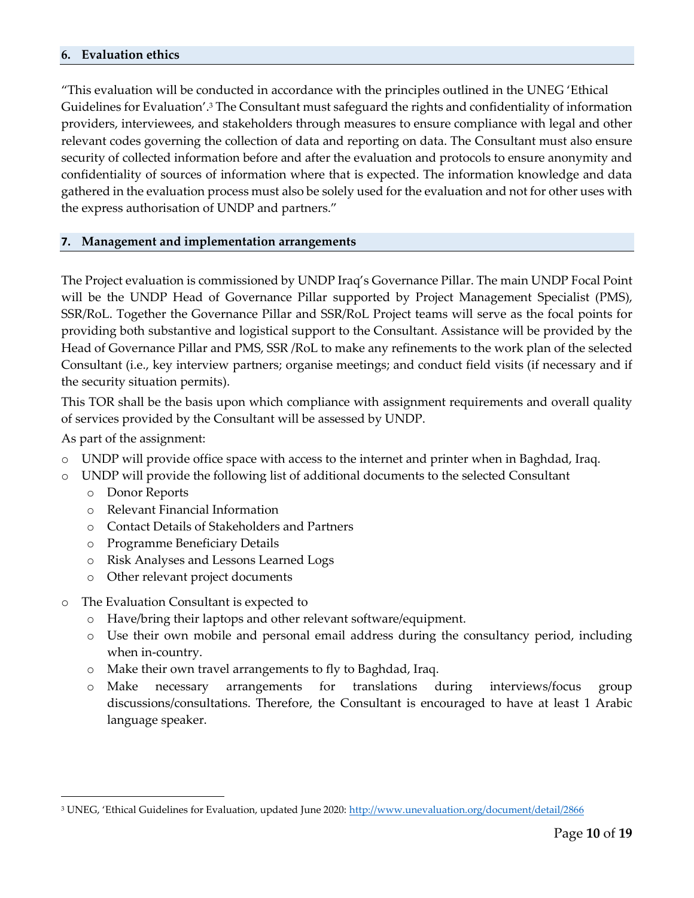## 6. Evaluation ethics

"This evaluation will be conducted in accordance with the principles outlined in the UNEG 'Ethical Guidelines for Evaluation'.[3] The Consultant must safeguard the rights and confidentiality of information providers, interviewees, and stakeholders through measures to ensure compliance with legal and other relevant codes governing the collection of data and reporting on data. The Consultant must also ensure security of collected information before and after the evaluation and protocols to ensure anonymity and confidentiality of sources of information where that is expected. The information knowledge and data gathered in the evaluation process must also be solely used for the evaluation and not for other uses with the express authorisation of UNDP and partners."

## 7. Management and implementation arrangements

The Project evaluation is commissioned by UNDP Iraq's Governance Pillar. The main UNDP Focal Point will be the UNDP Head of Governance Pillar supported by Project Management Specialist (PMS), SSR/RoL. Together the Governance Pillar and SSR/RoL Project teams will serve as the focal points for providing both substantive and logistical support to the Consultant. Assistance will be provided by the Head of Governance Pillar and PMS, SSR /RoL to make any refinements to the work plan of the selected Consultant (i.e., key interview partners; organise meetings; and conduct field visits (if necessary and if the security situation permits).

This TOR shall be the basis upon which compliance with assignment requirements and overall quality of services provided by the Consultant will be assessed by UNDP.

As part of the assignment:

- UNDP will provide office space with access to the internet and printer when in Baghdad, Iraq.
- UNDP will provide the following list of additional documents to the selected Consultant
  - Donor Reports
  - Relevant Financial Information
  - Contact Details of Stakeholders and Partners
  - Programme Beneficiary Details
  - Risk Analyses and Lessons Learned Logs
  - Other relevant project documents
- The Evaluation Consultant is expected to
  - Have/bring their laptops and other relevant software/equipment.
  - Use their own mobile and personal email address during the consultancy period, including when in-country.
  - Make their own travel arrangements to fly to Baghdad, Iraq.
  - Make necessary arrangements for translations during interviews/focus group discussions/consultations. Therefore, the Consultant is encouraged to have at least 1 Arabic language speaker.

[3] UNEG, 'Ethical Guidelines for Evaluation, updated June 2020: http://www.unevaluation.org/document/detail/2866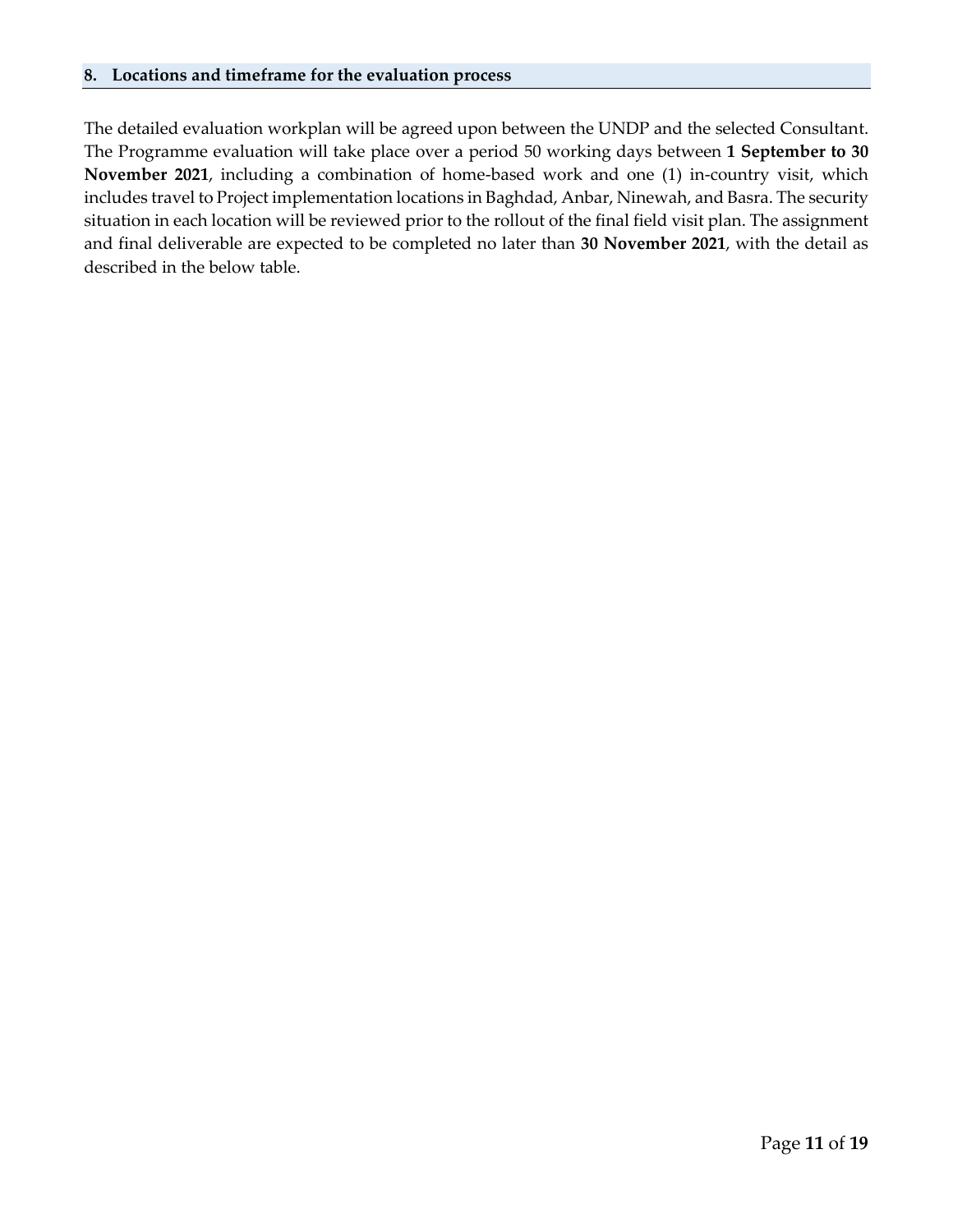## 8. Locations and timeframe for the evaluation process

The detailed evaluation workplan will be agreed upon between the UNDP and the selected Consultant. The Programme evaluation will take place over a period 50 working days between **1 September to 30 November 2021**, including a combination of home-based work and one (1) in-country visit, which includes travel to Project implementation locations in Baghdad, Anbar, Ninewah, and Basra. The security situation in each location will be reviewed prior to the rollout of the final field visit plan. The assignment and final deliverable are expected to be completed no later than **30 November 2021**, with the detail as described in the below table.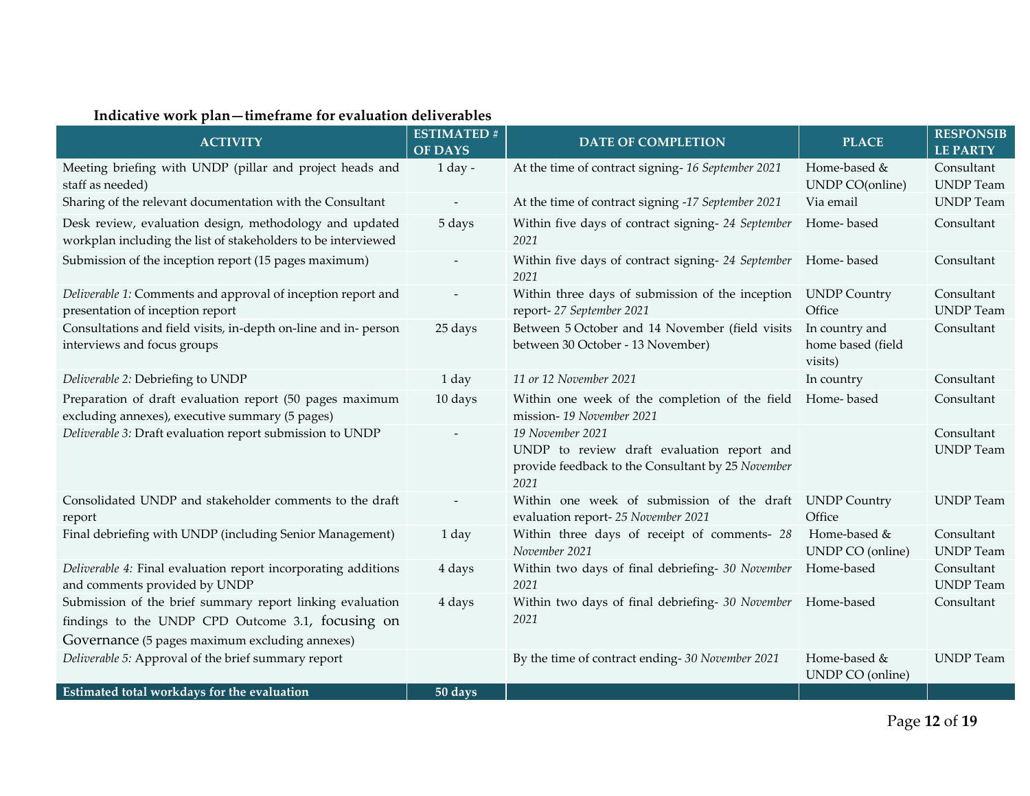**Indicative work plan—timeframe for evaluation deliverables**

| ACTIVITY | ESTIMATED # OF DAYS | DATE OF COMPLETION | PLACE | RESPONSIBLE PARTY |
|---|---|---|---|---|
| Meeting briefing with UNDP (pillar and project heads and staff as needed) | 1 day - | At the time of contract signing- *16 September 2021* | Home-based & UNDP CO(online) | Consultant UNDP Team |
| Sharing of the relevant documentation with the Consultant | - | At the time of contract signing -*17 September 2021* | Via email | UNDP Team |
| Desk review, evaluation design, methodology and updated workplan including the list of stakeholders to be interviewed | 5 days | Within five days of contract signing- *24 September 2021* | Home- based | Consultant |
| Submission of the inception report (15 pages maximum) | - | Within five days of contract signing- *24 September 2021* | Home- based | Consultant |
| *Deliverable 1:* Comments and approval of inception report and presentation of inception report | - | Within three days of submission of the inception report- *27 September 2021* | UNDP Country Office | Consultant UNDP Team |
| Consultations and field visits, in-depth on-line and in- person interviews and focus groups | 25 days | Between 5 October and 14 November (field visits between 30 October - 13 November) | In country and home based (field visits) | Consultant |
| *Deliverable 2:* Debriefing to UNDP | 1 day | *11 or 12 November 2021* | In country | Consultant |
| Preparation of draft evaluation report (50 pages maximum excluding annexes), executive summary (5 pages) | 10 days | Within one week of the completion of the field mission- *19 November 2021* | Home- based | Consultant |
| *Deliverable 3:* Draft evaluation report submission to UNDP | - | *19 November 2021*<br>UNDP to review draft evaluation report and provide feedback to the Consultant by 25 *November 2021* | | Consultant UNDP Team |
| Consolidated UNDP and stakeholder comments to the draft report | - | Within one week of submission of the draft evaluation report- *25 November 2021* | UNDP Country Office | UNDP Team |
| Final debriefing with UNDP (including Senior Management) | 1 day | Within three days of receipt of comments- *28 November 2021* | Home-based & UNDP CO (online) | Consultant UNDP Team |
| *Deliverable 4:* Final evaluation report incorporating additions and comments provided by UNDP | 4 days | Within two days of final debriefing- *30 November 2021* | Home-based | Consultant UNDP Team |
| Submission of the brief summary report linking evaluation findings to the UNDP CPD Outcome 3.1, focusing on Governance (5 pages maximum excluding annexes) | 4 days | Within two days of final debriefing- *30 November 2021* | Home-based | Consultant |
| *Deliverable 5:* Approval of the brief summary report | | By the time of contract ending- *30 November 2021* | Home-based & UNDP CO (online) | UNDP Team |
| **Estimated total workdays for the evaluation** | **50 days** | | | |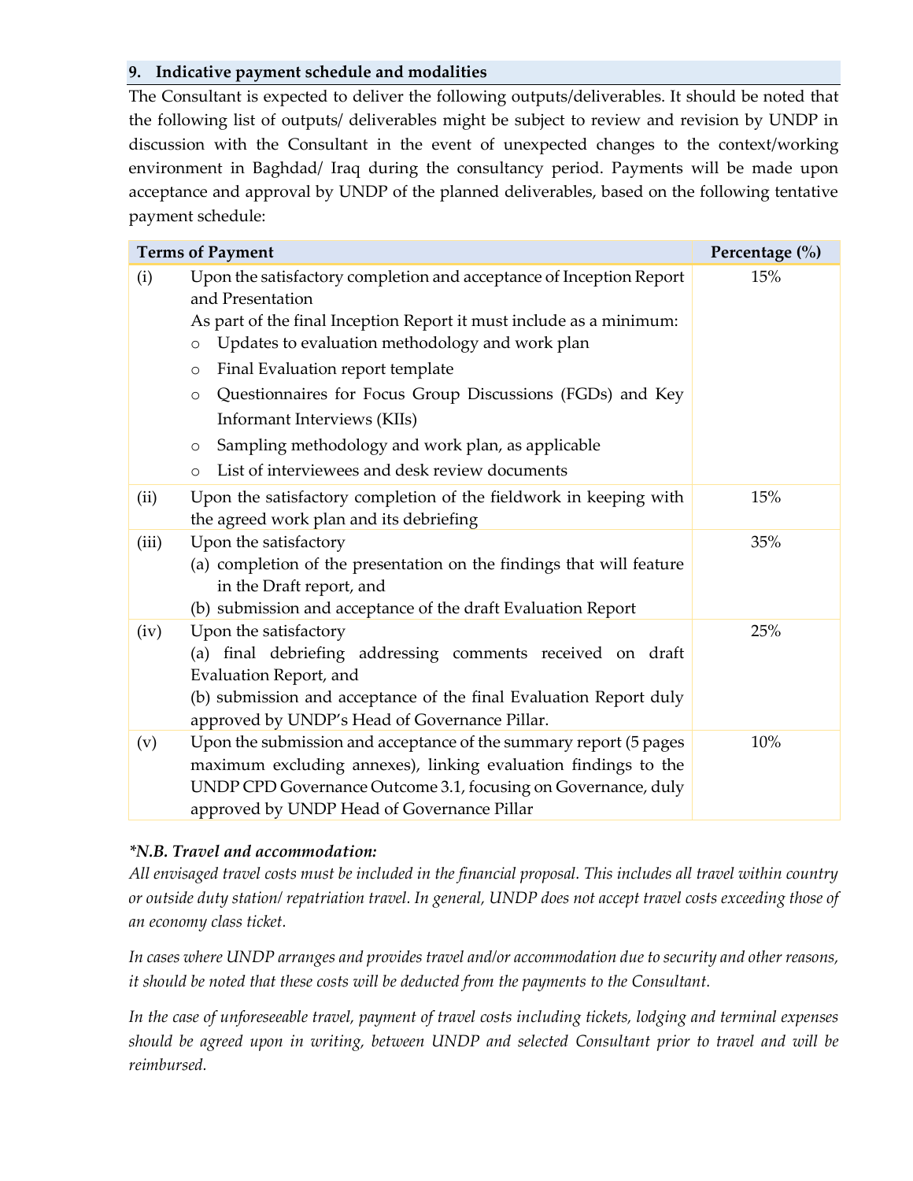## 9. Indicative payment schedule and modalities

The Consultant is expected to deliver the following outputs/deliverables. It should be noted that the following list of outputs/ deliverables might be subject to review and revision by UNDP in discussion with the Consultant in the event of unexpected changes to the context/working environment in Baghdad/ Iraq during the consultancy period. Payments will be made upon acceptance and approval by UNDP of the planned deliverables, based on the following tentative payment schedule:

| Terms of Payment | | Percentage (%) |
|---|---|---|
| (i) | Upon the satisfactory completion and acceptance of Inception Report and Presentation<br>As part of the final Inception Report it must include as a minimum:<br>o Updates to evaluation methodology and work plan<br>o Final Evaluation report template<br>o Questionnaires for Focus Group Discussions (FGDs) and Key Informant Interviews (KIIs)<br>o Sampling methodology and work plan, as applicable<br>o List of interviewees and desk review documents | 15% |
| (ii) | Upon the satisfactory completion of the fieldwork in keeping with the agreed work plan and its debriefing | 15% |
| (iii) | Upon the satisfactory<br>(a) completion of the presentation on the findings that will feature in the Draft report, and<br>(b) submission and acceptance of the draft Evaluation Report | 35% |
| (iv) | Upon the satisfactory<br>(a) final debriefing addressing comments received on draft Evaluation Report, and<br>(b) submission and acceptance of the final Evaluation Report duly approved by UNDP's Head of Governance Pillar. | 25% |
| (v) | Upon the submission and acceptance of the summary report (5 pages maximum excluding annexes), linking evaluation findings to the UNDP CPD Governance Outcome 3.1, focusing on Governance, duly approved by UNDP Head of Governance Pillar | 10% |

***N.B. Travel and accommodation:***

*All envisaged travel costs must be included in the financial proposal. This includes all travel within country or outside duty station/ repatriation travel. In general, UNDP does not accept travel costs exceeding those of an economy class ticket.*

*In cases where UNDP arranges and provides travel and/or accommodation due to security and other reasons, it should be noted that these costs will be deducted from the payments to the Consultant.*

*In the case of unforeseeable travel, payment of travel costs including tickets, lodging and terminal expenses should be agreed upon in writing, between UNDP and selected Consultant prior to travel and will be reimbursed.*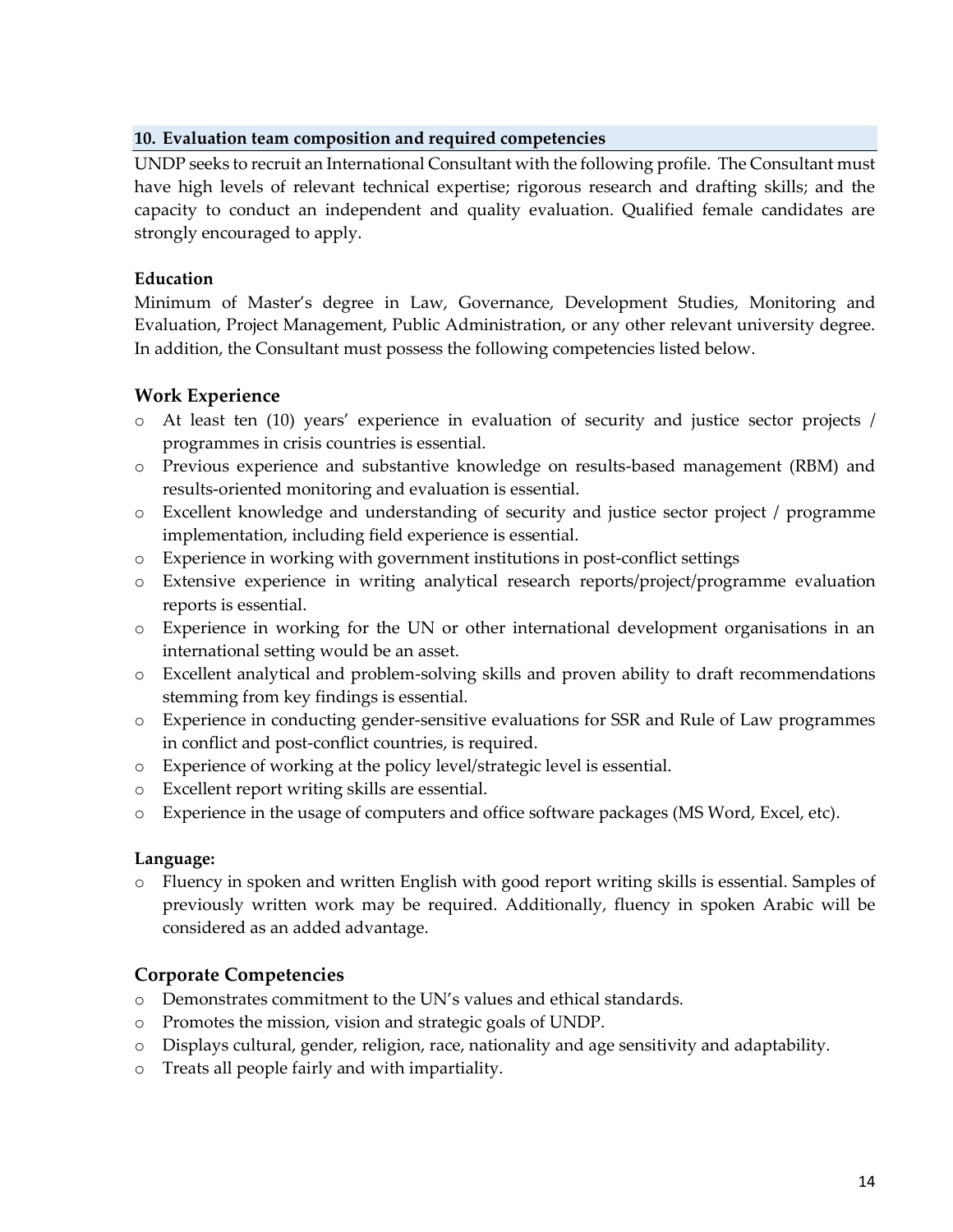## 10. Evaluation team composition and required competencies

UNDP seeks to recruit an International Consultant with the following profile. The Consultant must have high levels of relevant technical expertise; rigorous research and drafting skills; and the capacity to conduct an independent and quality evaluation. Qualified female candidates are strongly encouraged to apply.

**Education**

Minimum of Master's degree in Law, Governance, Development Studies, Monitoring and Evaluation, Project Management, Public Administration, or any other relevant university degree. In addition, the Consultant must possess the following competencies listed below.

### Work Experience

- At least ten (10) years' experience in evaluation of security and justice sector projects / programmes in crisis countries is essential.
- Previous experience and substantive knowledge on results-based management (RBM) and results-oriented monitoring and evaluation is essential.
- Excellent knowledge and understanding of security and justice sector project / programme implementation, including field experience is essential.
- Experience in working with government institutions in post-conflict settings
- Extensive experience in writing analytical research reports/project/programme evaluation reports is essential.
- Experience in working for the UN or other international development organisations in an international setting would be an asset.
- Excellent analytical and problem-solving skills and proven ability to draft recommendations stemming from key findings is essential.
- Experience in conducting gender-sensitive evaluations for SSR and Rule of Law programmes in conflict and post-conflict countries, is required.
- Experience of working at the policy level/strategic level is essential.
- Excellent report writing skills are essential.
- Experience in the usage of computers and office software packages (MS Word, Excel, etc).

**Language:**

- Fluency in spoken and written English with good report writing skills is essential. Samples of previously written work may be required. Additionally, fluency in spoken Arabic will be considered as an added advantage.

### Corporate Competencies

- Demonstrates commitment to the UN's values and ethical standards.
- Promotes the mission, vision and strategic goals of UNDP.
- Displays cultural, gender, religion, race, nationality and age sensitivity and adaptability.
- Treats all people fairly and with impartiality.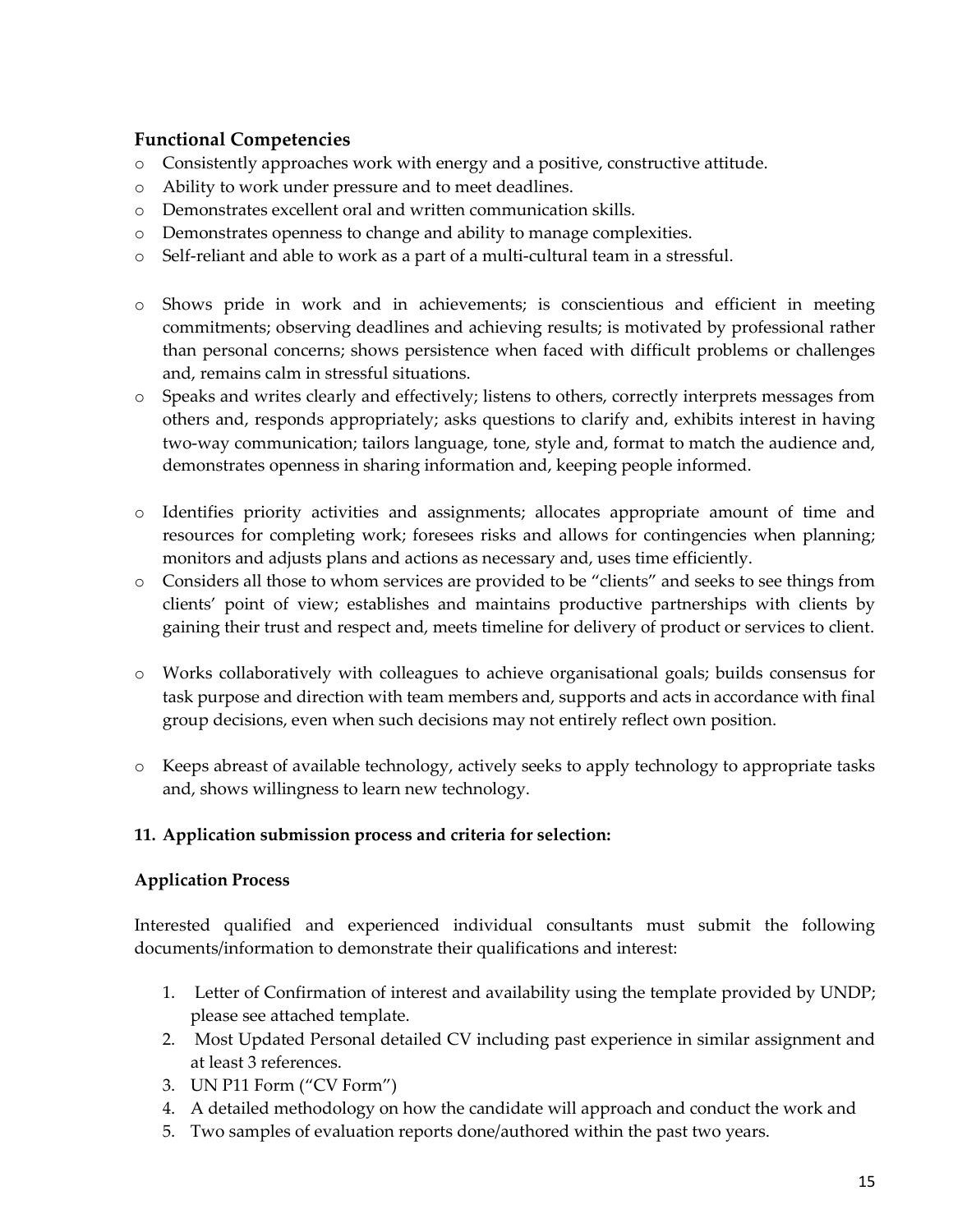### Functional Competencies

- Consistently approaches work with energy and a positive, constructive attitude.
- Ability to work under pressure and to meet deadlines.
- Demonstrates excellent oral and written communication skills.
- Demonstrates openness to change and ability to manage complexities.
- Self-reliant and able to work as a part of a multi-cultural team in a stressful.

- Shows pride in work and in achievements; is conscientious and efficient in meeting commitments; observing deadlines and achieving results; is motivated by professional rather than personal concerns; shows persistence when faced with difficult problems or challenges and, remains calm in stressful situations.
- Speaks and writes clearly and effectively; listens to others, correctly interprets messages from others and, responds appropriately; asks questions to clarify and, exhibits interest in having two-way communication; tailors language, tone, style and, format to match the audience and, demonstrates openness in sharing information and, keeping people informed.

- Identifies priority activities and assignments; allocates appropriate amount of time and resources for completing work; foresees risks and allows for contingencies when planning; monitors and adjusts plans and actions as necessary and, uses time efficiently.
- Considers all those to whom services are provided to be "clients" and seeks to see things from clients' point of view; establishes and maintains productive partnerships with clients by gaining their trust and respect and, meets timeline for delivery of product or services to client.

- Works collaboratively with colleagues to achieve organisational goals; builds consensus for task purpose and direction with team members and, supports and acts in accordance with final group decisions, even when such decisions may not entirely reflect own position.

- Keeps abreast of available technology, actively seeks to apply technology to appropriate tasks and, shows willingness to learn new technology.

**11. Application submission process and criteria for selection:**

**Application Process**

Interested qualified and experienced individual consultants must submit the following documents/information to demonstrate their qualifications and interest:

1. Letter of Confirmation of interest and availability using the template provided by UNDP; please see attached template.
2. Most Updated Personal detailed CV including past experience in similar assignment and at least 3 references.
3. UN P11 Form ("CV Form")
4. A detailed methodology on how the candidate will approach and conduct the work and
5. Two samples of evaluation reports done/authored within the past two years.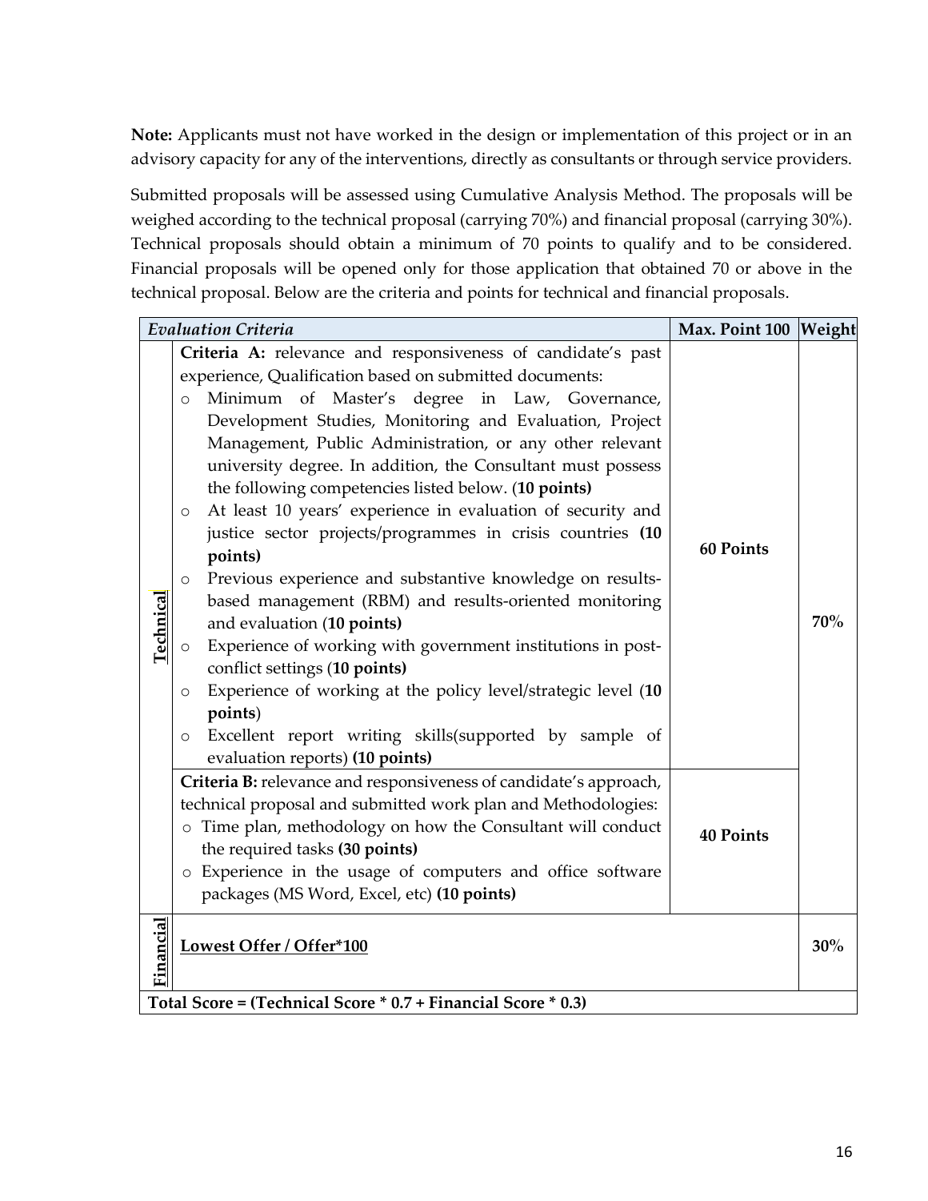**Note:** Applicants must not have worked in the design or implementation of this project or in an advisory capacity for any of the interventions, directly as consultants or through service providers.

Submitted proposals will be assessed using Cumulative Analysis Method. The proposals will be weighed according to the technical proposal (carrying 70%) and financial proposal (carrying 30%). Technical proposals should obtain a minimum of 70 points to qualify and to be considered. Financial proposals will be opened only for those application that obtained 70 or above in the technical proposal. Below are the criteria and points for technical and financial proposals.

| | *Evaluation Criteria* | **Max. Point 100** | **Weight** |
|---|---|---|---|
| **Technical** | **Criteria A:** relevance and responsiveness of candidate's past experience, Qualification based on submitted documents:<br>o Minimum of Master's degree in Law, Governance, Development Studies, Monitoring and Evaluation, Project Management, Public Administration, or any other relevant university degree. In addition, the Consultant must possess the following competencies listed below. (**10 points)**<br>o At least 10 years' experience in evaluation of security and justice sector projects/programmes in crisis countries **(10 points)**<br>o Previous experience and substantive knowledge on results-based management (RBM) and results-oriented monitoring and evaluation (**10 points)**<br>o Experience of working with government institutions in post-conflict settings (**10 points)**<br>o Experience of working at the policy level/strategic level (**10 points**)<br>o Excellent report writing skills(supported by sample of evaluation reports) **(10 points)** | **60 Points** | **70%** |
| | **Criteria B:** relevance and responsiveness of candidate's approach, technical proposal and submitted work plan and Methodologies:<br>o Time plan, methodology on how the Consultant will conduct the required tasks **(30 points)**<br>o Experience in the usage of computers and office software packages (MS Word, Excel, etc) **(10 points)** | **40 Points** | |
| **Financial** | **Lowest Offer / Offer*100** | | **30%** |
| **Total Score = (Technical Score * 0.7 + Financial Score * 0.3)** | | | |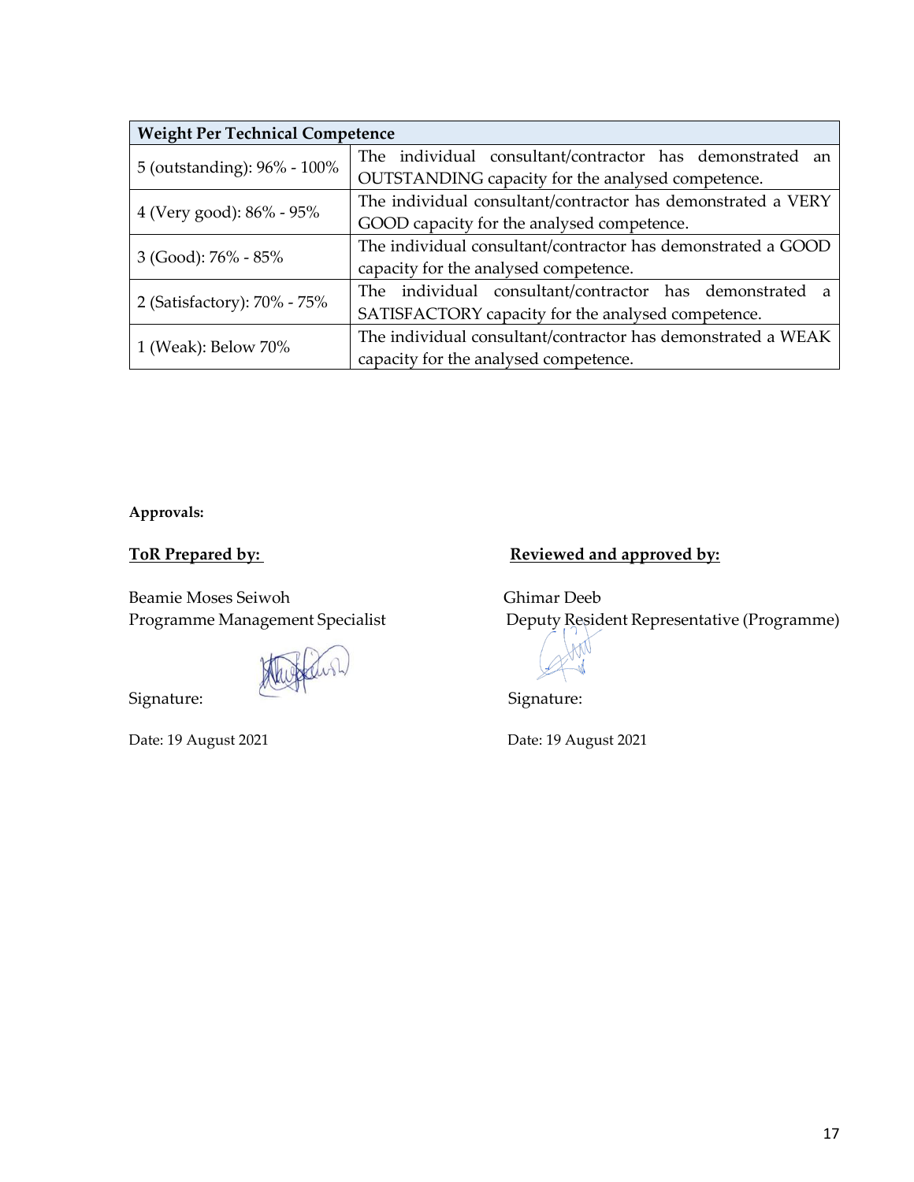| Weight Per Technical Competence | |
|---|---|
| 5 (outstanding): 96% - 100% | The individual consultant/contractor has demonstrated an OUTSTANDING capacity for the analysed competence. |
| 4 (Very good): 86% - 95% | The individual consultant/contractor has demonstrated a VERY GOOD capacity for the analysed competence. |
| 3 (Good): 76% - 85% | The individual consultant/contractor has demonstrated a GOOD capacity for the analysed competence. |
| 2 (Satisfactory): 70% - 75% | The individual consultant/contractor has demonstrated a SATISFACTORY capacity for the analysed competence. |
| 1 (Weak): Below 70% | The individual consultant/contractor has demonstrated a WEAK capacity for the analysed competence. |

**Approvals:**

**ToR Prepared by:**

Beamie Moses Seiwoh
Programme Management Specialist

Signature:

Date: 19 August 2021

**Reviewed and approved by:**

Ghimar Deeb
Deputy Resident Representative (Programme)

Signature:

Date: 19 August 2021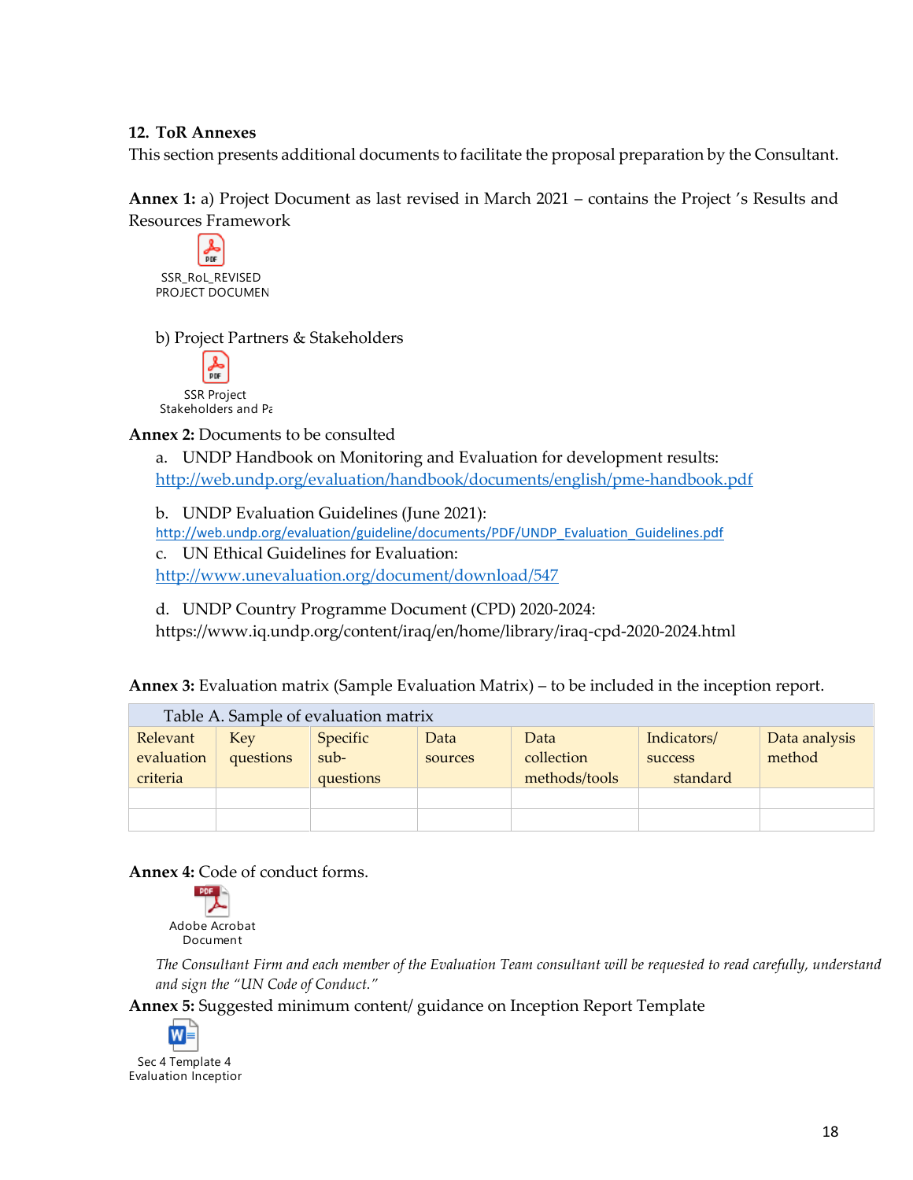## 12. ToR Annexes

This section presents additional documents to facilitate the proposal preparation by the Consultant.

**Annex 1:** a) Project Document as last revised in March 2021 – contains the Project 's Results and Resources Framework

SSR_RoL_REVISED PROJECT DOCUMEN

b) Project Partners & Stakeholders

SSR Project Stakeholders and Pa

**Annex 2:** Documents to be consulted

a. UNDP Handbook on Monitoring and Evaluation for development results: http://web.undp.org/evaluation/handbook/documents/english/pme-handbook.pdf

b. UNDP Evaluation Guidelines (June 2021): http://web.undp.org/evaluation/guideline/documents/PDF/UNDP_Evaluation_Guidelines.pdf

c. UN Ethical Guidelines for Evaluation: http://www.unevaluation.org/document/download/547

d. UNDP Country Programme Document (CPD) 2020-2024: https://www.iq.undp.org/content/iraq/en/home/library/iraq-cpd-2020-2024.html

**Annex 3:** Evaluation matrix (Sample Evaluation Matrix) – to be included in the inception report.

Table A. Sample of evaluation matrix

| Relevant evaluation criteria | Key questions | Specific sub-questions | Data sources | Data collection methods/tools | Indicators/ success standard | Data analysis method |
|---|---|---|---|---|---|---|
| | | | | | | |
| | | | | | | |

**Annex 4:** Code of conduct forms.

Adobe Acrobat Document

*The Consultant Firm and each member of the Evaluation Team consultant will be requested to read carefully, understand and sign the "UN Code of Conduct."*

**Annex 5:** Suggested minimum content/ guidance on Inception Report Template

Sec 4 Template 4 Evaluation Inceptior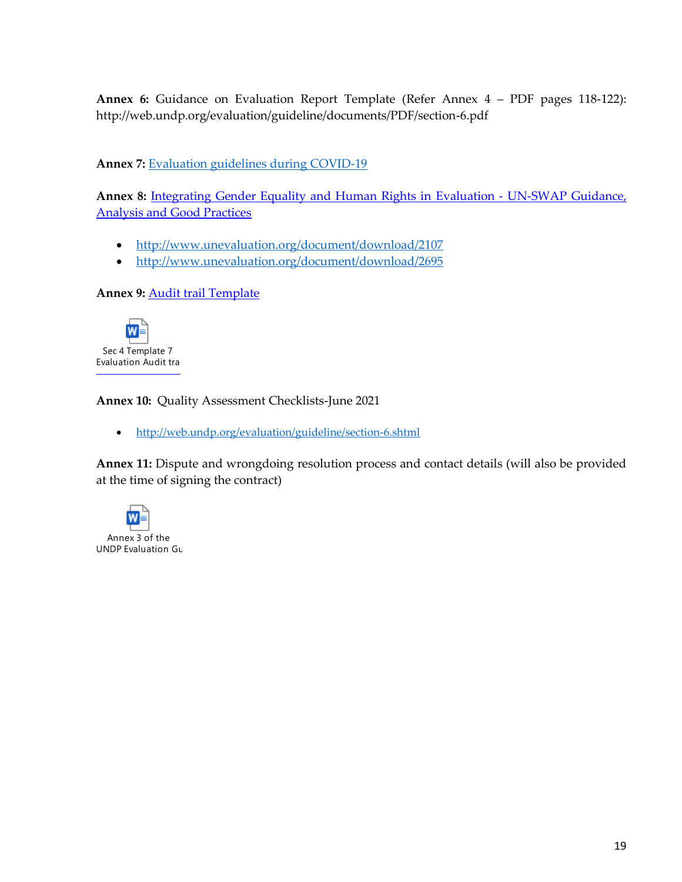**Annex 6:** Guidance on Evaluation Report Template (Refer Annex 4 – PDF pages 118-122): http://web.undp.org/evaluation/guideline/documents/PDF/section-6.pdf

**Annex 7:** Evaluation guidelines during COVID-19

**Annex 8:** Integrating Gender Equality and Human Rights in Evaluation - UN-SWAP Guidance, Analysis and Good Practices

- http://www.unevaluation.org/document/download/2107
- http://www.unevaluation.org/document/download/2695

**Annex 9:** Audit trail Template

Sec 4 Template 7 Evaluation Audit tra

**Annex 10:** Quality Assessment Checklists-June 2021

- http://web.undp.org/evaluation/guideline/section-6.shtml

**Annex 11:** Dispute and wrongdoing resolution process and contact details (will also be provided at the time of signing the contract)

Annex 3 of the UNDP Evaluation Gu